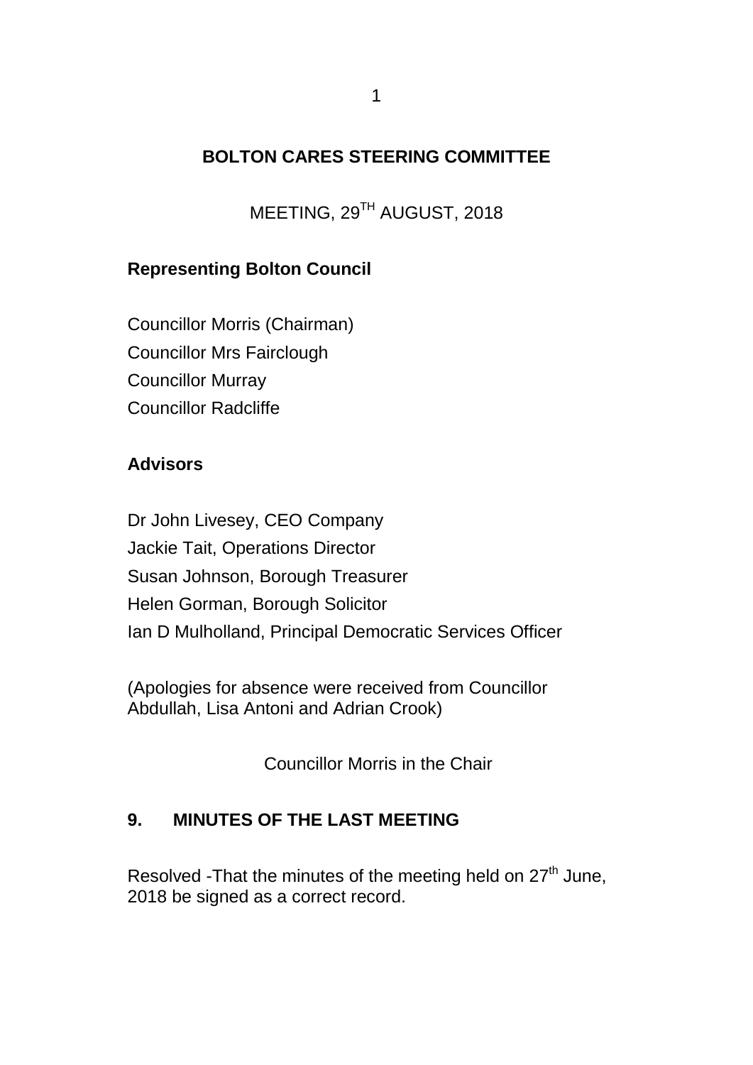# BOLTON CARES STEERING COMMITTEE

MEETING, 29TH AUGUST, 2018

**Representing Bolton Council**

Councillor Morris (Chairman)
Councillor Mrs Fairclough
Councillor Murray
Councillor Radcliffe

**Advisors**

Dr John Livesey, CEO Company
Jackie Tait, Operations Director
Susan Johnson, Borough Treasurer
Helen Gorman, Borough Solicitor
Ian D Mulholland, Principal Democratic Services Officer

(Apologies for absence were received from Councillor Abdullah, Lisa Antoni and Adrian Crook)

Councillor Morris in the Chair

## 9. MINUTES OF THE LAST MEETING

Resolved -That the minutes of the meeting held on 27th June, 2018 be signed as a correct record.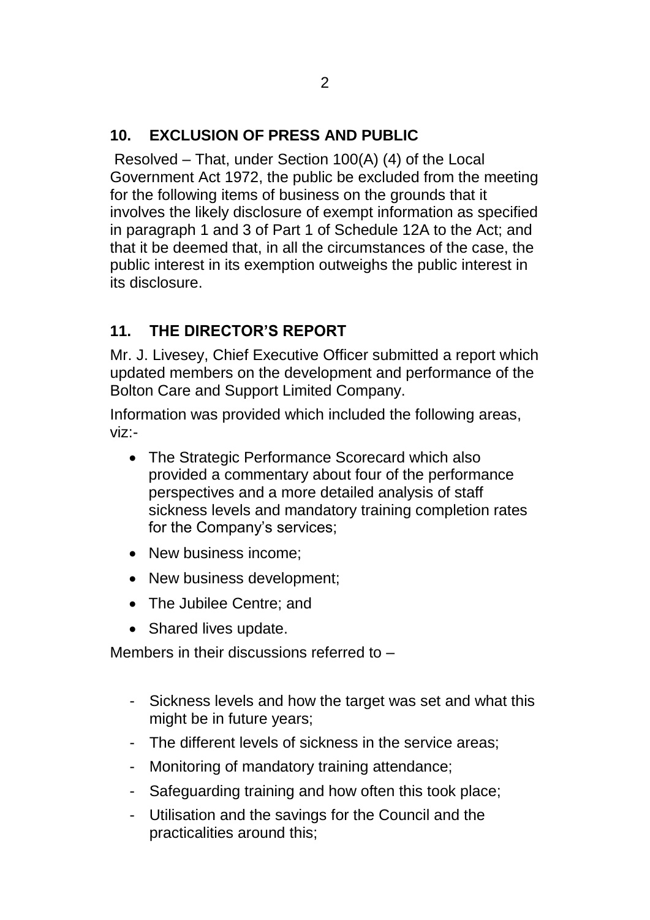## 10. EXCLUSION OF PRESS AND PUBLIC

Resolved – That, under Section 100(A) (4) of the Local Government Act 1972, the public be excluded from the meeting for the following items of business on the grounds that it involves the likely disclosure of exempt information as specified in paragraph 1 and 3 of Part 1 of Schedule 12A to the Act; and that it be deemed that, in all the circumstances of the case, the public interest in its exemption outweighs the public interest in its disclosure.

## 11. THE DIRECTOR'S REPORT

Mr. J. Livesey, Chief Executive Officer submitted a report which updated members on the development and performance of the Bolton Care and Support Limited Company.

Information was provided which included the following areas, viz:-

- The Strategic Performance Scorecard which also provided a commentary about four of the performance perspectives and a more detailed analysis of staff sickness levels and mandatory training completion rates for the Company's services;
- New business income;
- New business development;
- The Jubilee Centre; and
- Shared lives update.

Members in their discussions referred to –

- Sickness levels and how the target was set and what this might be in future years;
- The different levels of sickness in the service areas;
- Monitoring of mandatory training attendance;
- Safeguarding training and how often this took place;
- Utilisation and the savings for the Council and the practicalities around this;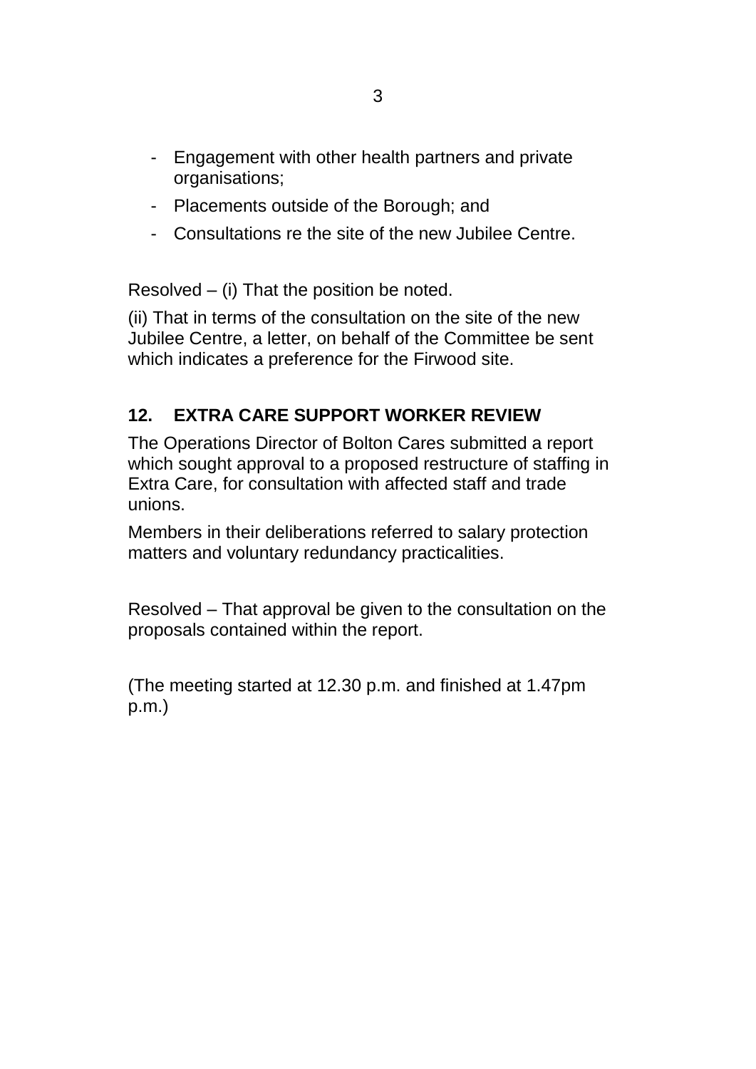- Engagement with other health partners and private organisations;
- Placements outside of the Borough; and
- Consultations re the site of the new Jubilee Centre.

Resolved – (i) That the position be noted.

(ii) That in terms of the consultation on the site of the new Jubilee Centre, a letter, on behalf of the Committee be sent which indicates a preference for the Firwood site.

## 12. EXTRA CARE SUPPORT WORKER REVIEW

The Operations Director of Bolton Cares submitted a report which sought approval to a proposed restructure of staffing in Extra Care, for consultation with affected staff and trade unions.

Members in their deliberations referred to salary protection matters and voluntary redundancy practicalities.

Resolved – That approval be given to the consultation on the proposals contained within the report.

(The meeting started at 12.30 p.m. and finished at 1.47pm p.m.)